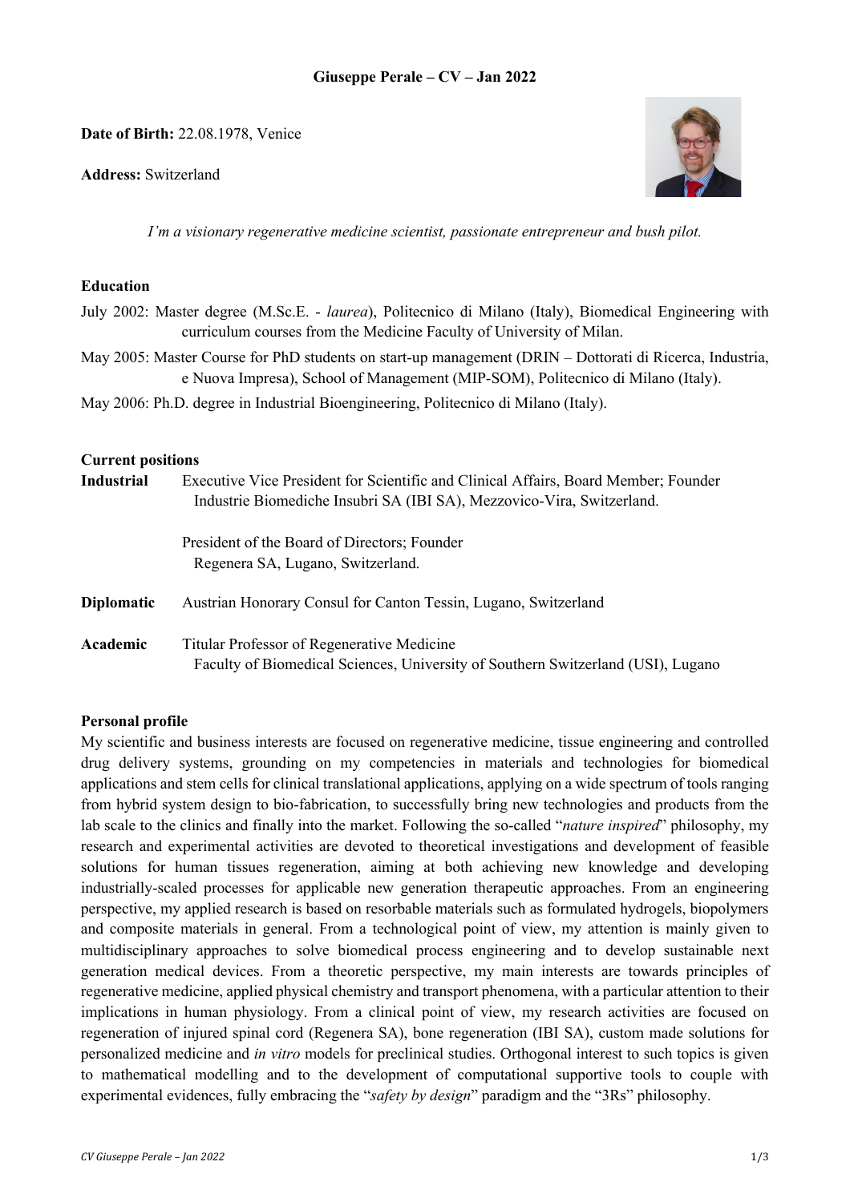# Giuseppe Perale – CV – Jan 2022

**Date of Birth:** 22.08.1978, Venice

**Address:** Switzerland

*I'm a visionary regenerative medicine scientist, passionate entrepreneur and bush pilot.*

## Education

July 2002: Master degree (M.Sc.E. - *laurea*), Politecnico di Milano (Italy), Biomedical Engineering with curriculum courses from the Medicine Faculty of University of Milan.

May 2005: Master Course for PhD students on start-up management (DRIN – Dottorati di Ricerca, Industria, e Nuova Impresa), School of Management (MIP-SOM), Politecnico di Milano (Italy).

May 2006: Ph.D. degree in Industrial Bioengineering, Politecnico di Milano (Italy).

## Current positions

**Industrial** Executive Vice President for Scientific and Clinical Affairs, Board Member; Founder
Industrie Biomediche Insubri SA (IBI SA), Mezzovico-Vira, Switzerland.

President of the Board of Directors; Founder
Regenera SA, Lugano, Switzerland.

**Diplomatic** Austrian Honorary Consul for Canton Tessin, Lugano, Switzerland

**Academic** Titular Professor of Regenerative Medicine
Faculty of Biomedical Sciences, University of Southern Switzerland (USI), Lugano

## Personal profile

My scientific and business interests are focused on regenerative medicine, tissue engineering and controlled drug delivery systems, grounding on my competencies in materials and technologies for biomedical applications and stem cells for clinical translational applications, applying on a wide spectrum of tools ranging from hybrid system design to bio-fabrication, to successfully bring new technologies and products from the lab scale to the clinics and finally into the market. Following the so-called "*nature inspired*" philosophy, my research and experimental activities are devoted to theoretical investigations and development of feasible solutions for human tissues regeneration, aiming at both achieving new knowledge and developing industrially-scaled processes for applicable new generation therapeutic approaches. From an engineering perspective, my applied research is based on resorbable materials such as formulated hydrogels, biopolymers and composite materials in general. From a technological point of view, my attention is mainly given to multidisciplinary approaches to solve biomedical process engineering and to develop sustainable next generation medical devices. From a theoretic perspective, my main interests are towards principles of regenerative medicine, applied physical chemistry and transport phenomena, with a particular attention to their implications in human physiology. From a clinical point of view, my research activities are focused on regeneration of injured spinal cord (Regenera SA), bone regeneration (IBI SA), custom made solutions for personalized medicine and *in vitro* models for preclinical studies. Orthogonal interest to such topics is given to mathematical modelling and to the development of computational supportive tools to couple with experimental evidences, fully embracing the "*safety by design*" paradigm and the "3Rs" philosophy.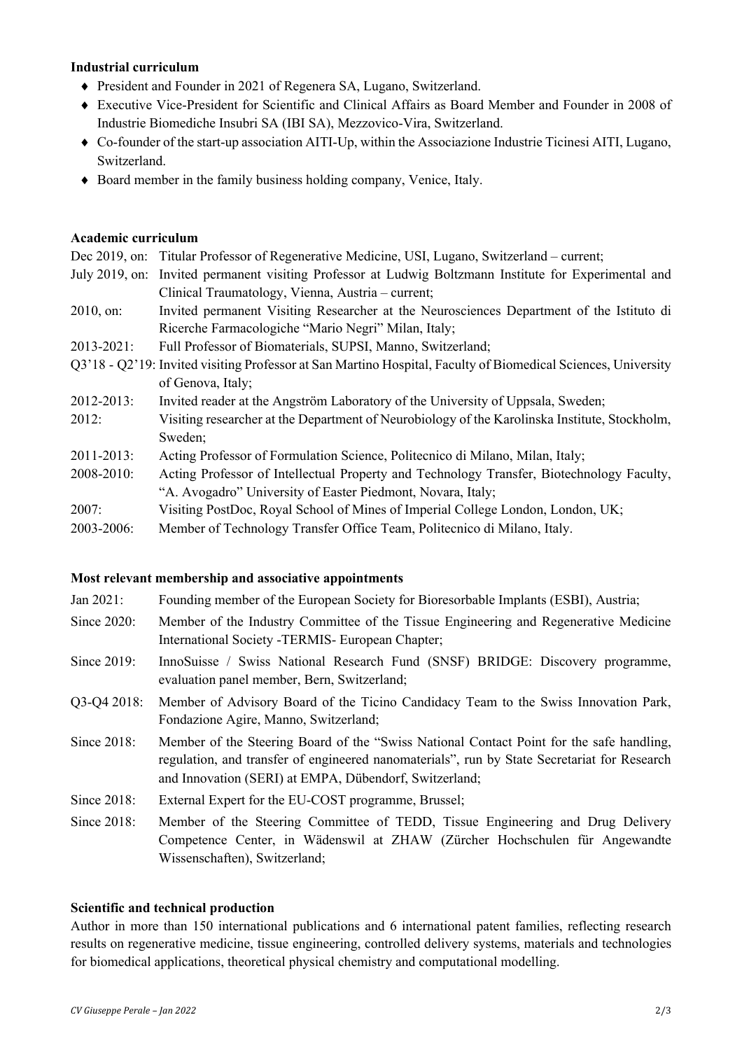**Industrial curriculum**

- President and Founder in 2021 of Regenera SA, Lugano, Switzerland.
- Executive Vice-President for Scientific and Clinical Affairs as Board Member and Founder in 2008 of Industrie Biomediche Insubri SA (IBI SA), Mezzovico-Vira, Switzerland.
- Co-founder of the start-up association AITI-Up, within the Associazione Industrie Ticinesi AITI, Lugano, Switzerland.
- Board member in the family business holding company, Venice, Italy.

**Academic curriculum**

Dec 2019, on: Titular Professor of Regenerative Medicine, USI, Lugano, Switzerland – current;

July 2019, on: Invited permanent visiting Professor at Ludwig Boltzmann Institute for Experimental and Clinical Traumatology, Vienna, Austria – current;

2010, on: Invited permanent Visiting Researcher at the Neurosciences Department of the Istituto di Ricerche Farmacologiche "Mario Negri" Milan, Italy;

2013-2021: Full Professor of Biomaterials, SUPSI, Manno, Switzerland;

Q3'18 - Q2'19: Invited visiting Professor at San Martino Hospital, Faculty of Biomedical Sciences, University of Genova, Italy;

2012-2013: Invited reader at the Angström Laboratory of the University of Uppsala, Sweden;

2012: Visiting researcher at the Department of Neurobiology of the Karolinska Institute, Stockholm, Sweden;

2011-2013: Acting Professor of Formulation Science, Politecnico di Milano, Milan, Italy;

2008-2010: Acting Professor of Intellectual Property and Technology Transfer, Biotechnology Faculty, "A. Avogadro" University of Easter Piedmont, Novara, Italy;

2007: Visiting PostDoc, Royal School of Mines of Imperial College London, London, UK;

2003-2006: Member of Technology Transfer Office Team, Politecnico di Milano, Italy.

**Most relevant membership and associative appointments**

Jan 2021: Founding member of the European Society for Bioresorbable Implants (ESBI), Austria;

Since 2020: Member of the Industry Committee of the Tissue Engineering and Regenerative Medicine International Society -TERMIS- European Chapter;

Since 2019: InnoSuisse / Swiss National Research Fund (SNSF) BRIDGE: Discovery programme, evaluation panel member, Bern, Switzerland;

Q3-Q4 2018: Member of Advisory Board of the Ticino Candidacy Team to the Swiss Innovation Park, Fondazione Agire, Manno, Switzerland;

Since 2018: Member of the Steering Board of the "Swiss National Contact Point for the safe handling, regulation, and transfer of engineered nanomaterials", run by State Secretariat for Research and Innovation (SERI) at EMPA, Dübendorf, Switzerland;

Since 2018: External Expert for the EU-COST programme, Brussel;

Since 2018: Member of the Steering Committee of TEDD, Tissue Engineering and Drug Delivery Competence Center, in Wädenswil at ZHAW (Zürcher Hochschulen für Angewandte Wissenschaften), Switzerland;

**Scientific and technical production**

Author in more than 150 international publications and 6 international patent families, reflecting research results on regenerative medicine, tissue engineering, controlled delivery systems, materials and technologies for biomedical applications, theoretical physical chemistry and computational modelling.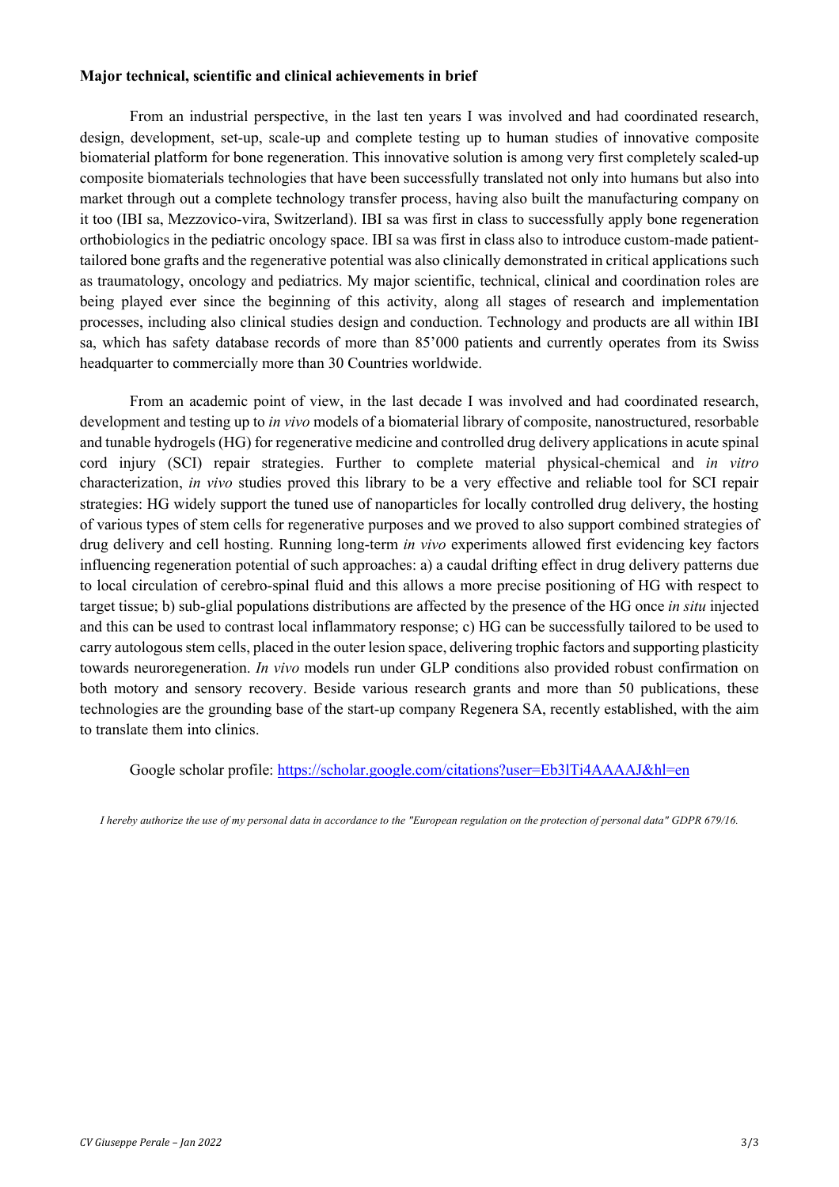**Major technical, scientific and clinical achievements in brief**

From an industrial perspective, in the last ten years I was involved and had coordinated research, design, development, set-up, scale-up and complete testing up to human studies of innovative composite biomaterial platform for bone regeneration. This innovative solution is among very first completely scaled-up composite biomaterials technologies that have been successfully translated not only into humans but also into market through out a complete technology transfer process, having also built the manufacturing company on it too (IBI sa, Mezzovico-vira, Switzerland). IBI sa was first in class to successfully apply bone regeneration orthobiologics in the pediatric oncology space. IBI sa was first in class also to introduce custom-made patient-tailored bone grafts and the regenerative potential was also clinically demonstrated in critical applications such as traumatology, oncology and pediatrics. My major scientific, technical, clinical and coordination roles are being played ever since the beginning of this activity, along all stages of research and implementation processes, including also clinical studies design and conduction. Technology and products are all within IBI sa, which has safety database records of more than 85'000 patients and currently operates from its Swiss headquarter to commercially more than 30 Countries worldwide.

From an academic point of view, in the last decade I was involved and had coordinated research, development and testing up to *in vivo* models of a biomaterial library of composite, nanostructured, resorbable and tunable hydrogels (HG) for regenerative medicine and controlled drug delivery applications in acute spinal cord injury (SCI) repair strategies. Further to complete material physical-chemical and *in vitro* characterization, *in vivo* studies proved this library to be a very effective and reliable tool for SCI repair strategies: HG widely support the tuned use of nanoparticles for locally controlled drug delivery, the hosting of various types of stem cells for regenerative purposes and we proved to also support combined strategies of drug delivery and cell hosting. Running long-term *in vivo* experiments allowed first evidencing key factors influencing regeneration potential of such approaches: a) a caudal drifting effect in drug delivery patterns due to local circulation of cerebro-spinal fluid and this allows a more precise positioning of HG with respect to target tissue; b) sub-glial populations distributions are affected by the presence of the HG once *in situ* injected and this can be used to contrast local inflammatory response; c) HG can be successfully tailored to be used to carry autologous stem cells, placed in the outer lesion space, delivering trophic factors and supporting plasticity towards neuroregeneration. *In vivo* models run under GLP conditions also provided robust confirmation on both motory and sensory recovery. Beside various research grants and more than 50 publications, these technologies are the grounding base of the start-up company Regenera SA, recently established, with the aim to translate them into clinics.

Google scholar profile: [https://scholar.google.com/citations?user=Eb3lTi4AAAAJ&hl=en](https://scholar.google.com/citations?user=Eb3lTi4AAAAJ&hl=en)

*I hereby authorize the use of my personal data in accordance to the "European regulation on the protection of personal data" GDPR 679/16.*